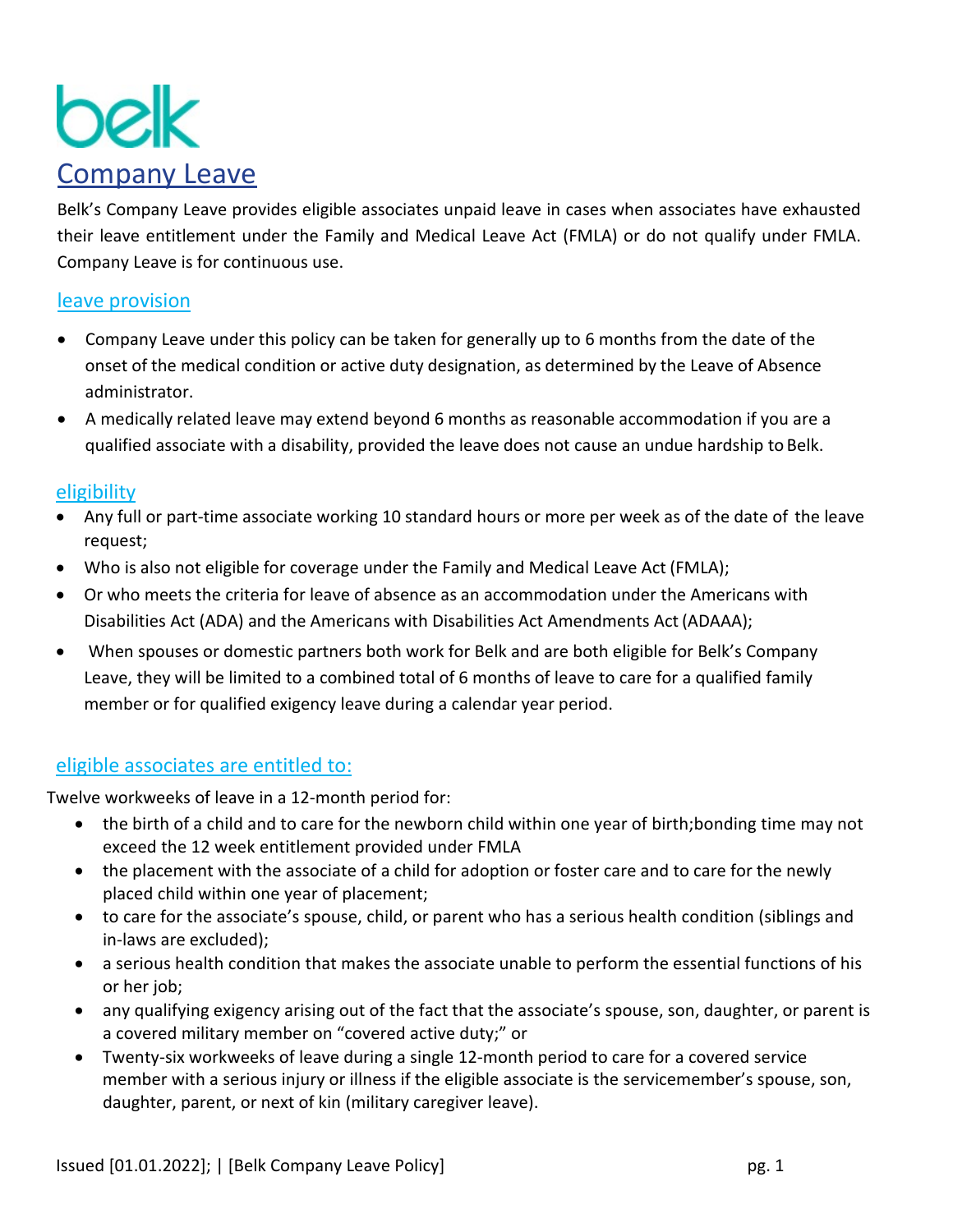belk

# Company Leave

Belk's Company Leave provides eligible associates unpaid leave in cases when associates have exhausted their leave entitlement under the Family and Medical Leave Act (FMLA) or do not qualify under FMLA. Company Leave is for continuous use.

## leave provision

- Company Leave under this policy can be taken for generally up to 6 months from the date of the onset of the medical condition or active duty designation, as determined by the Leave of Absence administrator.
- A medically related leave may extend beyond 6 months as reasonable accommodation if you are a qualified associate with a disability, provided the leave does not cause an undue hardship to Belk.

## eligibility

- Any full or part-time associate working 10 standard hours or more per week as of the date of the leave request;
- Who is also not eligible for coverage under the Family and Medical Leave Act (FMLA);
- Or who meets the criteria for leave of absence as an accommodation under the Americans with Disabilities Act (ADA) and the Americans with Disabilities Act Amendments Act (ADAAA);
- When spouses or domestic partners both work for Belk and are both eligible for Belk's Company Leave, they will be limited to a combined total of 6 months of leave to care for a qualified family member or for qualified exigency leave during a calendar year period.

## eligible associates are entitled to:

Twelve workweeks of leave in a 12-month period for:

- the birth of a child and to care for the newborn child within one year of birth;bonding time may not exceed the 12 week entitlement provided under FMLA
- the placement with the associate of a child for adoption or foster care and to care for the newly placed child within one year of placement;
- to care for the associate's spouse, child, or parent who has a serious health condition (siblings and in-laws are excluded);
- a serious health condition that makes the associate unable to perform the essential functions of his or her job;
- any qualifying exigency arising out of the fact that the associate's spouse, son, daughter, or parent is a covered military member on "covered active duty;" or
- Twenty-six workweeks of leave during a single 12-month period to care for a covered service member with a serious injury or illness if the eligible associate is the servicemember's spouse, son, daughter, parent, or next of kin (military caregiver leave).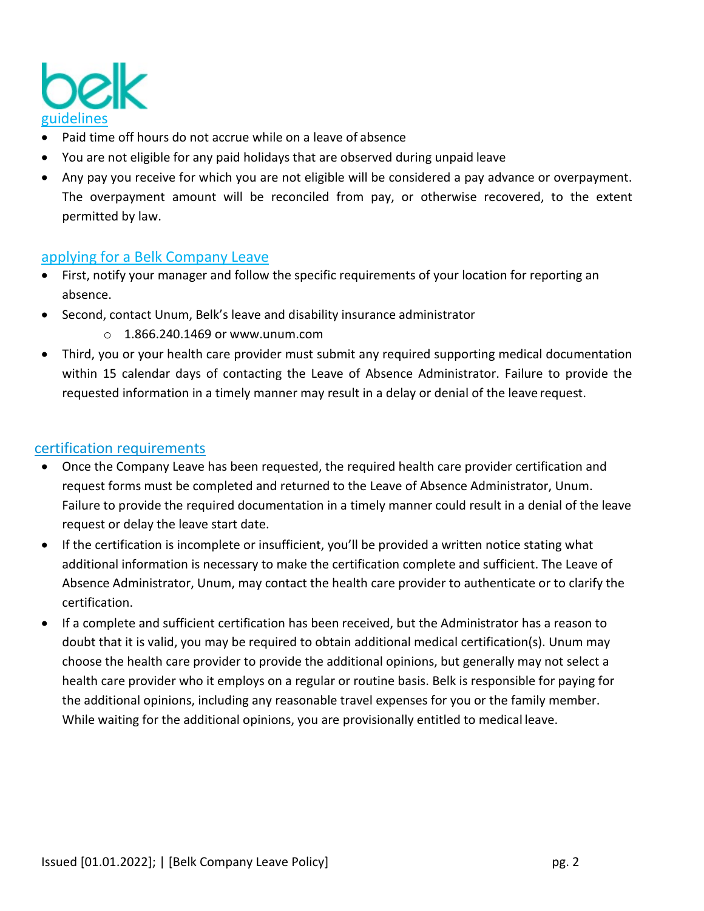## guidelines

- Paid time off hours do not accrue while on a leave of absence
- You are not eligible for any paid holidays that are observed during unpaid leave
- Any pay you receive for which you are not eligible will be considered a pay advance or overpayment. The overpayment amount will be reconciled from pay, or otherwise recovered, to the extent permitted by law.

## applying for a Belk Company Leave

- First, notify your manager and follow the specific requirements of your location for reporting an absence.
- Second, contact Unum, Belk's leave and disability insurance administrator
  - 1.866.240.1469 or www.unum.com
- Third, you or your health care provider must submit any required supporting medical documentation within 15 calendar days of contacting the Leave of Absence Administrator. Failure to provide the requested information in a timely manner may result in a delay or denial of the leave request.

## certification requirements

- Once the Company Leave has been requested, the required health care provider certification and request forms must be completed and returned to the Leave of Absence Administrator, Unum. Failure to provide the required documentation in a timely manner could result in a denial of the leave request or delay the leave start date.
- If the certification is incomplete or insufficient, you'll be provided a written notice stating what additional information is necessary to make the certification complete and sufficient. The Leave of Absence Administrator, Unum, may contact the health care provider to authenticate or to clarify the certification.
- If a complete and sufficient certification has been received, but the Administrator has a reason to doubt that it is valid, you may be required to obtain additional medical certification(s). Unum may choose the health care provider to provide the additional opinions, but generally may not select a health care provider who it employs on a regular or routine basis. Belk is responsible for paying for the additional opinions, including any reasonable travel expenses for you or the family member. While waiting for the additional opinions, you are provisionally entitled to medical leave.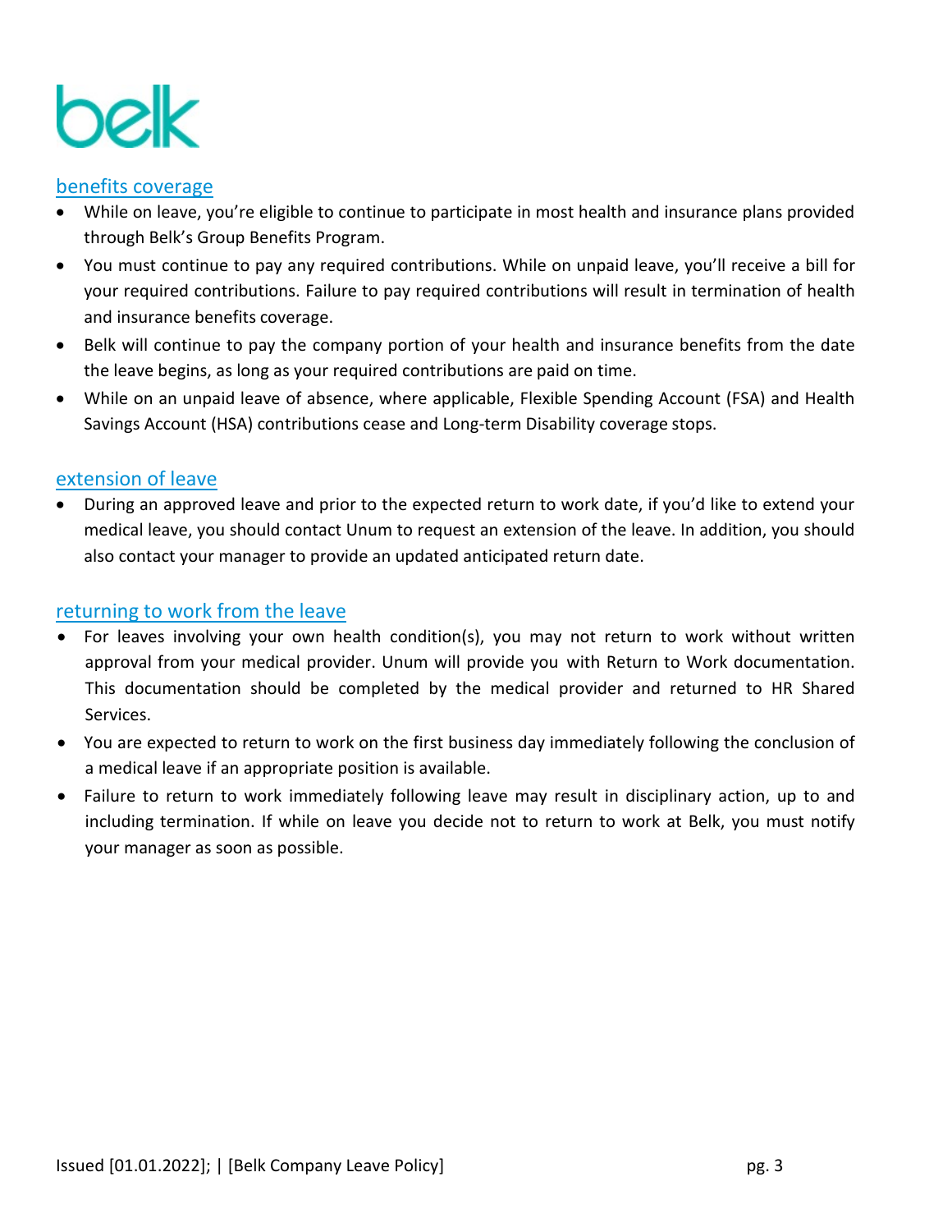## benefits coverage

- While on leave, you're eligible to continue to participate in most health and insurance plans provided through Belk's Group Benefits Program.
- You must continue to pay any required contributions. While on unpaid leave, you'll receive a bill for your required contributions. Failure to pay required contributions will result in termination of health and insurance benefits coverage.
- Belk will continue to pay the company portion of your health and insurance benefits from the date the leave begins, as long as your required contributions are paid on time.
- While on an unpaid leave of absence, where applicable, Flexible Spending Account (FSA) and Health Savings Account (HSA) contributions cease and Long-term Disability coverage stops.

## extension of leave

- During an approved leave and prior to the expected return to work date, if you'd like to extend your medical leave, you should contact Unum to request an extension of the leave. In addition, you should also contact your manager to provide an updated anticipated return date.

## returning to work from the leave

- For leaves involving your own health condition(s), you may not return to work without written approval from your medical provider. Unum will provide you with Return to Work documentation. This documentation should be completed by the medical provider and returned to HR Shared Services.
- You are expected to return to work on the first business day immediately following the conclusion of a medical leave if an appropriate position is available.
- Failure to return to work immediately following leave may result in disciplinary action, up to and including termination. If while on leave you decide not to return to work at Belk, you must notify your manager as soon as possible.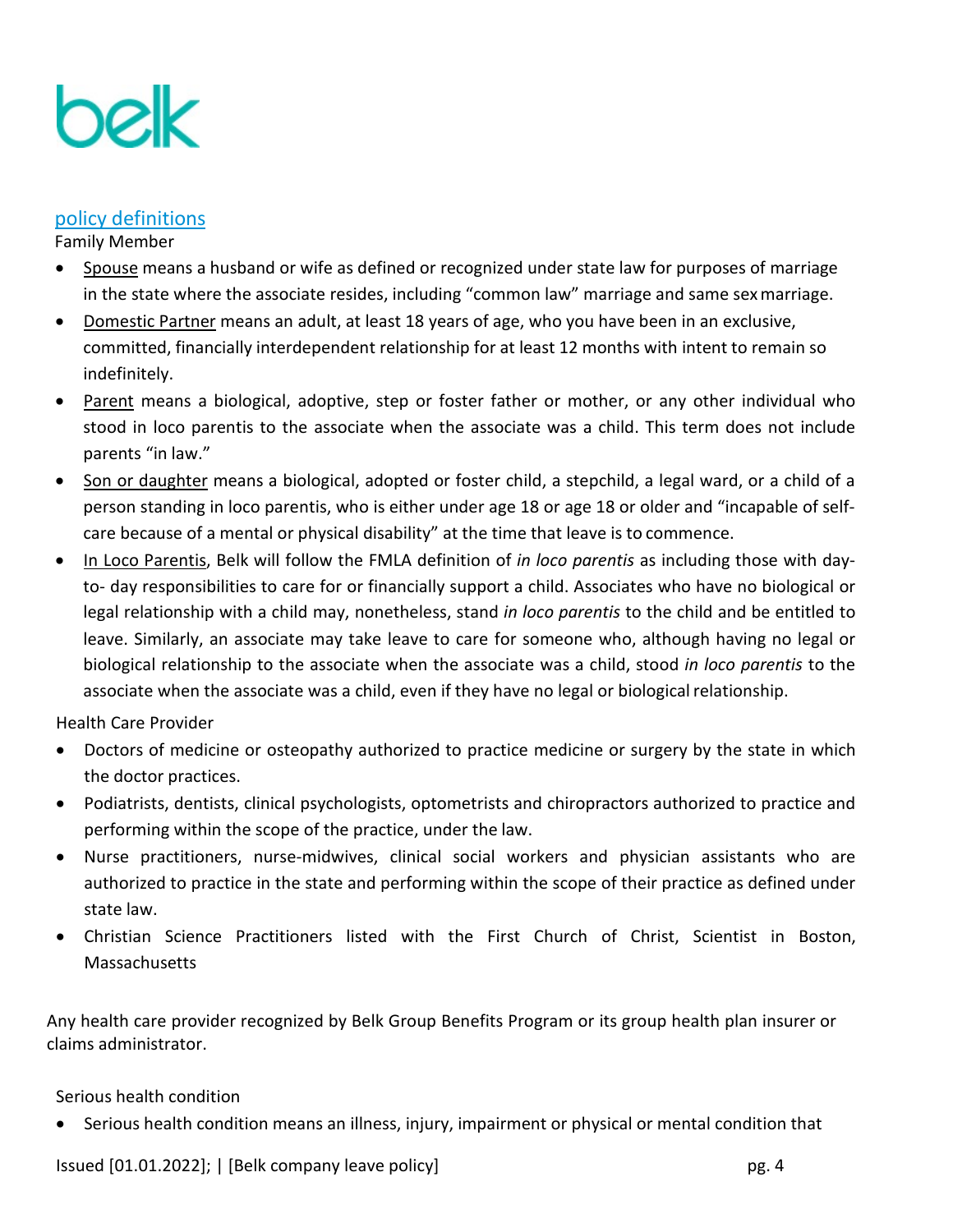## policy definitions

Family Member

- Spouse means a husband or wife as defined or recognized under state law for purposes of marriage in the state where the associate resides, including "common law" marriage and same sex marriage.
- Domestic Partner means an adult, at least 18 years of age, who you have been in an exclusive, committed, financially interdependent relationship for at least 12 months with intent to remain so indefinitely.
- Parent means a biological, adoptive, step or foster father or mother, or any other individual who stood in loco parentis to the associate when the associate was a child. This term does not include parents "in law."
- Son or daughter means a biological, adopted or foster child, a stepchild, a legal ward, or a child of a person standing in loco parentis, who is either under age 18 or age 18 or older and "incapable of self-care because of a mental or physical disability" at the time that leave is to commence.
- In Loco Parentis, Belk will follow the FMLA definition of *in loco parentis* as including those with day-to- day responsibilities to care for or financially support a child. Associates who have no biological or legal relationship with a child may, nonetheless, stand *in loco parentis* to the child and be entitled to leave. Similarly, an associate may take leave to care for someone who, although having no legal or biological relationship to the associate when the associate was a child, stood *in loco parentis* to the associate when the associate was a child, even if they have no legal or biological relationship.

Health Care Provider

- Doctors of medicine or osteopathy authorized to practice medicine or surgery by the state in which the doctor practices.
- Podiatrists, dentists, clinical psychologists, optometrists and chiropractors authorized to practice and performing within the scope of the practice, under the law.
- Nurse practitioners, nurse-midwives, clinical social workers and physician assistants who are authorized to practice in the state and performing within the scope of their practice as defined under state law.
- Christian Science Practitioners listed with the First Church of Christ, Scientist in Boston, Massachusetts

Any health care provider recognized by Belk Group Benefits Program or its group health plan insurer or claims administrator.

Serious health condition

- Serious health condition means an illness, injury, impairment or physical or mental condition that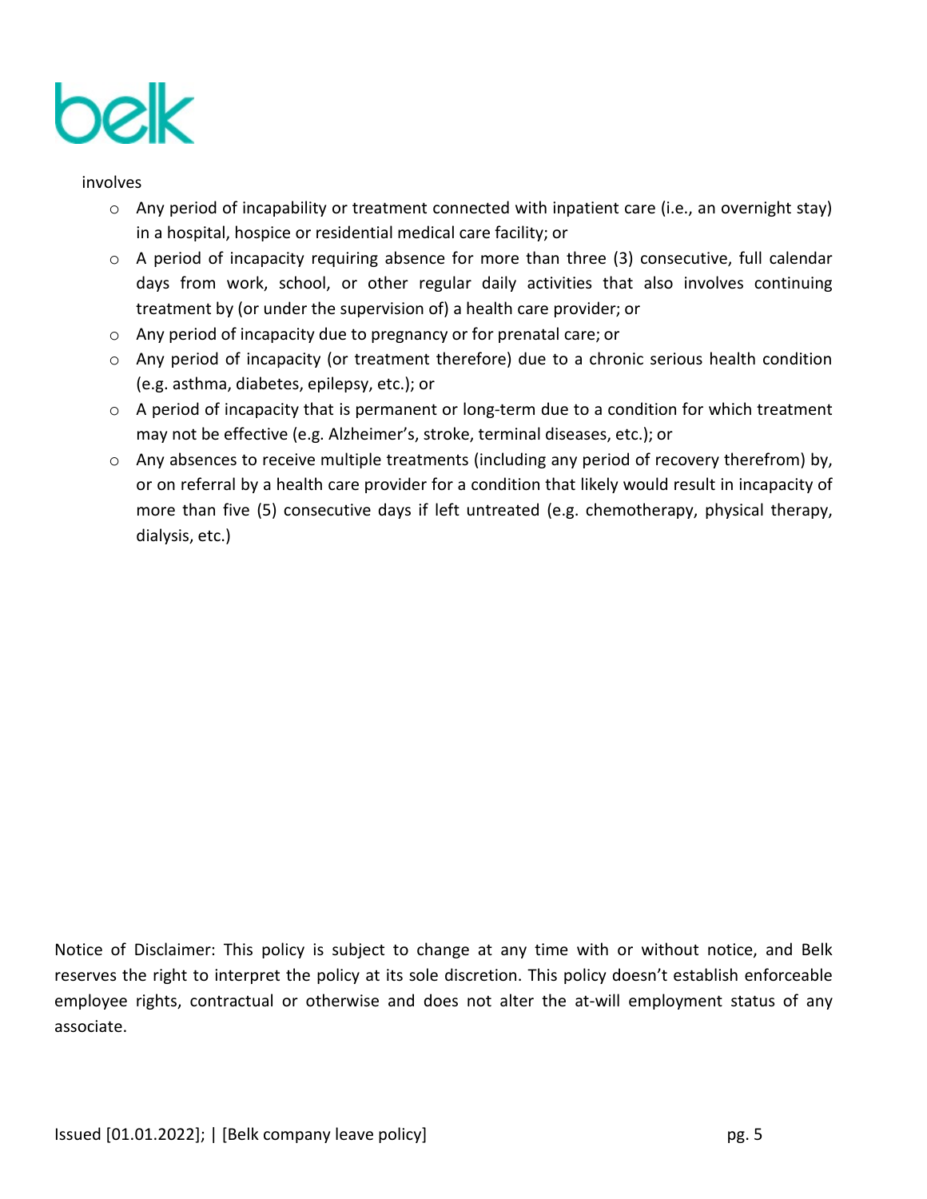involves

- Any period of incapability or treatment connected with inpatient care (i.e., an overnight stay) in a hospital, hospice or residential medical care facility; or
- A period of incapacity requiring absence for more than three (3) consecutive, full calendar days from work, school, or other regular daily activities that also involves continuing treatment by (or under the supervision of) a health care provider; or
- Any period of incapacity due to pregnancy or for prenatal care; or
- Any period of incapacity (or treatment therefore) due to a chronic serious health condition (e.g. asthma, diabetes, epilepsy, etc.); or
- A period of incapacity that is permanent or long-term due to a condition for which treatment may not be effective (e.g. Alzheimer's, stroke, terminal diseases, etc.); or
- Any absences to receive multiple treatments (including any period of recovery therefrom) by, or on referral by a health care provider for a condition that likely would result in incapacity of more than five (5) consecutive days if left untreated (e.g. chemotherapy, physical therapy, dialysis, etc.)

Notice of Disclaimer: This policy is subject to change at any time with or without notice, and Belk reserves the right to interpret the policy at its sole discretion. This policy doesn't establish enforceable employee rights, contractual or otherwise and does not alter the at-will employment status of any associate.